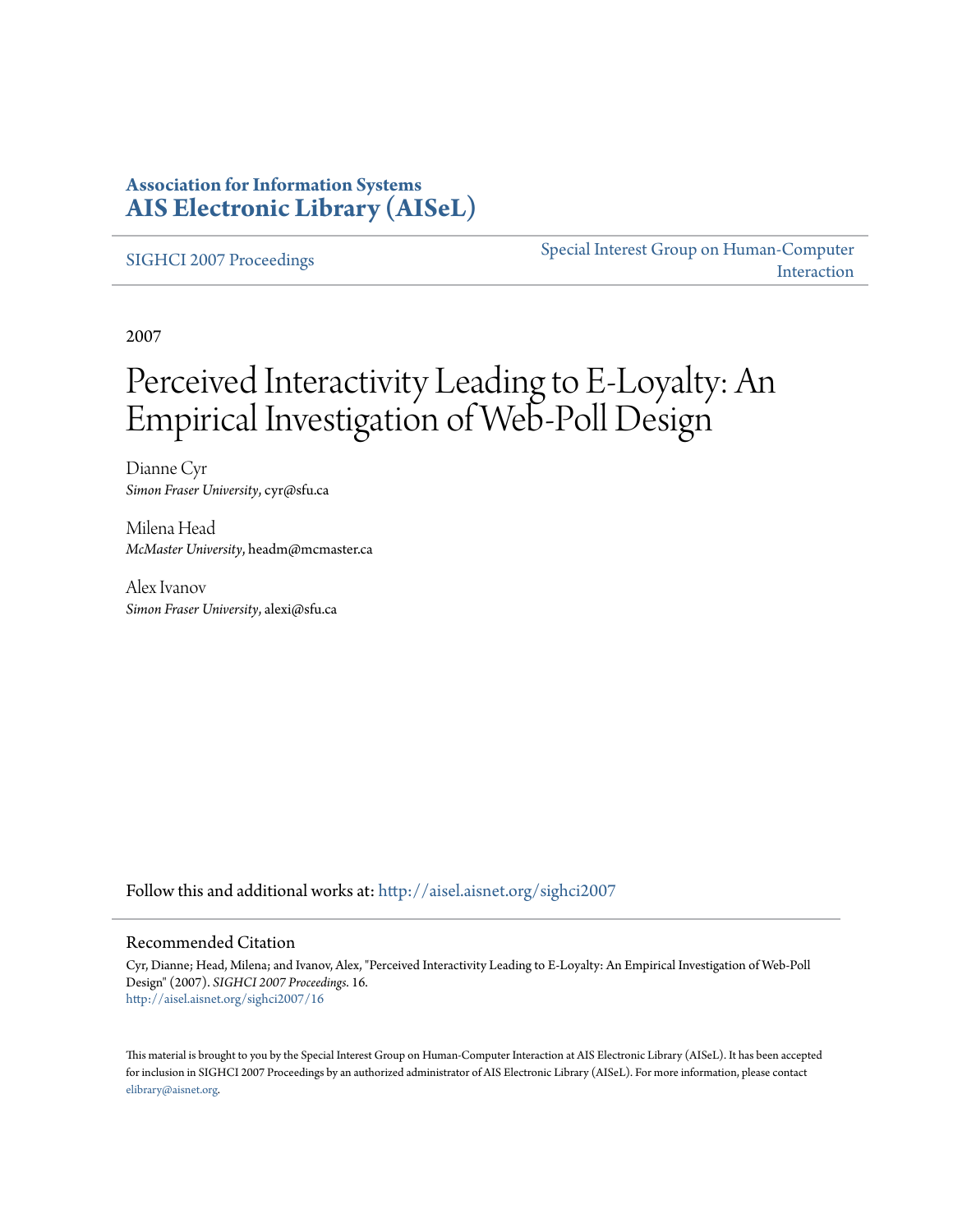**Association for Information Systems**
**AIS Electronic Library (AISeL)**

SIGHCI 2007 Proceedings

Special Interest Group on Human-Computer Interaction

2007

# Perceived Interactivity Leading to E-Loyalty: An Empirical Investigation of Web-Poll Design

Dianne Cyr
*Simon Fraser University*, cyr@sfu.ca

Milena Head
*McMaster University*, headm@mcmaster.ca

Alex Ivanov
*Simon Fraser University*, alexi@sfu.ca

Follow this and additional works at: http://aisel.aisnet.org/sighci2007

## Recommended Citation

Cyr, Dianne; Head, Milena; and Ivanov, Alex, "Perceived Interactivity Leading to E-Loyalty: An Empirical Investigation of Web-Poll Design" (2007). *SIGHCI 2007 Proceedings*. 16.
http://aisel.aisnet.org/sighci2007/16

This material is brought to you by the Special Interest Group on Human-Computer Interaction at AIS Electronic Library (AISeL). It has been accepted for inclusion in SIGHCI 2007 Proceedings by an authorized administrator of AIS Electronic Library (AISeL). For more information, please contact elibrary@aisnet.org.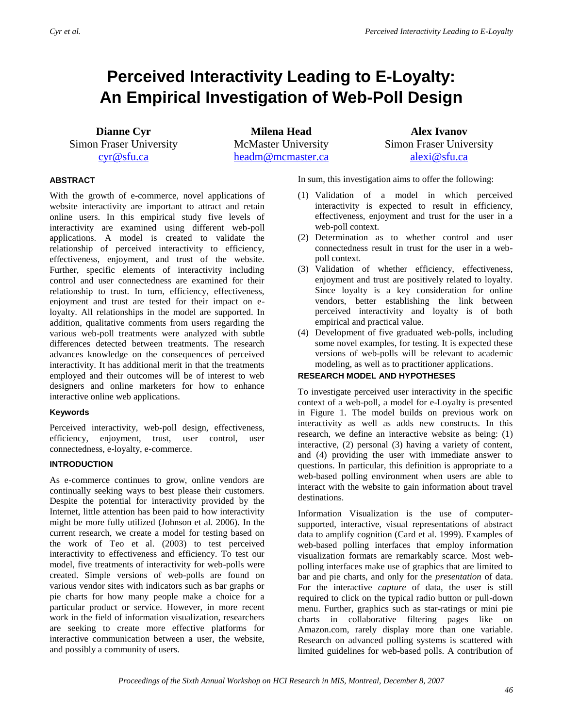# Perceived Interactivity Leading to E-Loyalty: An Empirical Investigation of Web-Poll Design

**Dianne Cyr**
Simon Fraser University
cyr@sfu.ca

**Milena Head**
McMaster University
headm@mcmaster.ca

**Alex Ivanov**
Simon Fraser University
alexi@sfu.ca

### ABSTRACT

With the growth of e-commerce, novel applications of website interactivity are important to attract and retain online users. In this empirical study five levels of interactivity are examined using different web-poll applications. A model is created to validate the relationship of perceived interactivity to efficiency, effectiveness, enjoyment, and trust of the website. Further, specific elements of interactivity including control and user connectedness are examined for their relationship to trust. In turn, efficiency, effectiveness, enjoyment and trust are tested for their impact on e-loyalty. All relationships in the model are supported. In addition, qualitative comments from users regarding the various web-poll treatments were analyzed with subtle differences detected between treatments. The research advances knowledge on the consequences of perceived interactivity. It has additional merit in that the treatments employed and their outcomes will be of interest to web designers and online marketers for how to enhance interactive online web applications.

### Keywords

Perceived interactivity, web-poll design, effectiveness, efficiency, enjoyment, trust, user control, user connectedness, e-loyalty, e-commerce.

### INTRODUCTION

As e-commerce continues to grow, online vendors are continually seeking ways to best please their customers. Despite the potential for interactivity provided by the Internet, little attention has been paid to how interactivity might be more fully utilized (Johnson et al. 2006). In the current research, we create a model for testing based on the work of Teo et al. (2003) to test perceived interactivity to effectiveness and efficiency. To test our model, five treatments of interactivity for web-polls were created. Simple versions of web-polls are found on various vendor sites with indicators such as bar graphs or pie charts for how many people make a choice for a particular product or service. However, in more recent work in the field of information visualization, researchers are seeking to create more effective platforms for interactive communication between a user, the website, and possibly a community of users.

In sum, this investigation aims to offer the following:

(1) Validation of a model in which perceived interactivity is expected to result in efficiency, effectiveness, enjoyment and trust for the user in a web-poll context.
(2) Determination as to whether control and user connectedness result in trust for the user in a web-poll context.
(3) Validation of whether efficiency, effectiveness, enjoyment and trust are positively related to loyalty. Since loyalty is a key consideration for online vendors, better establishing the link between perceived interactivity and loyalty is of both empirical and practical value.
(4) Development of five graduated web-polls, including some novel examples, for testing. It is expected these versions of web-polls will be relevant to academic modeling, as well as to practitioner applications.

### RESEARCH MODEL AND HYPOTHESES

To investigate perceived user interactivity in the specific context of a web-poll, a model for e-Loyalty is presented in Figure 1. The model builds on previous work on interactivity as well as adds new constructs. In this research, we define an interactive website as being: (1) interactive, (2) personal (3) having a variety of content, and (4) providing the user with immediate answer to questions. In particular, this definition is appropriate to a web-based polling environment when users are able to interact with the website to gain information about travel destinations.

Information Visualization is the use of computer-supported, interactive, visual representations of abstract data to amplify cognition (Card et al. 1999). Examples of web-based polling interfaces that employ information visualization formats are remarkably scarce. Most web-polling interfaces make use of graphics that are limited to bar and pie charts, and only for the *presentation* of data. For the interactive *capture* of data, the user is still required to click on the typical radio button or pull-down menu. Further, graphics such as star-ratings or mini pie charts in collaborative filtering pages like on Amazon.com, rarely display more than one variable. Research on advanced polling systems is scattered with limited guidelines for web-based polls. A contribution of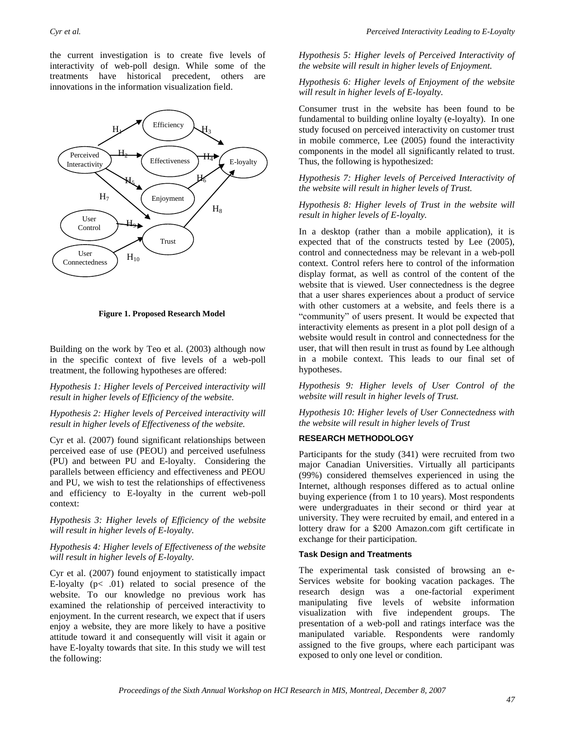the current investigation is to create five levels of interactivity of web-poll design. While some of the treatments have historical precedent, others are innovations in the information visualization field.

**Figure 1. Proposed Research Model**

Building on the work by Teo et al. (2003) although now in the specific context of five levels of a web-poll treatment, the following hypotheses are offered:

*Hypothesis 1: Higher levels of Perceived interactivity will result in higher levels of Efficiency of the website.*

*Hypothesis 2: Higher levels of Perceived interactivity will result in higher levels of Effectiveness of the website.*

Cyr et al. (2007) found significant relationships between perceived ease of use (PEOU) and perceived usefulness (PU) and between PU and E-loyalty. Considering the parallels between efficiency and effectiveness and PEOU and PU, we wish to test the relationships of effectiveness and efficiency to E-loyalty in the current web-poll context:

*Hypothesis 3: Higher levels of Efficiency of the website will result in higher levels of E-loyalty.*

*Hypothesis 4: Higher levels of Effectiveness of the website will result in higher levels of E-loyalty.*

Cyr et al. (2007) found enjoyment to statistically impact E-loyalty ($p < .01$) related to social presence of the website. To our knowledge no previous work has examined the relationship of perceived interactivity to enjoyment. In the current research, we expect that if users enjoy a website, they are more likely to have a positive attitude toward it and consequently will visit it again or have E-loyalty towards that site. In this study we will test the following:

*Hypothesis 5: Higher levels of Perceived Interactivity of the website will result in higher levels of Enjoyment.*

*Hypothesis 6: Higher levels of Enjoyment of the website will result in higher levels of E-loyalty.*

Consumer trust in the website has been found to be fundamental to building online loyalty (e-loyalty). In one study focused on perceived interactivity on customer trust in mobile commerce, Lee (2005) found the interactivity components in the model all significantly related to trust. Thus, the following is hypothesized:

*Hypothesis 7: Higher levels of Perceived Interactivity of the website will result in higher levels of Trust.*

*Hypothesis 8: Higher levels of Trust in the website will result in higher levels of E-loyalty.*

In a desktop (rather than a mobile application), it is expected that of the constructs tested by Lee (2005), control and connectedness may be relevant in a web-poll context. Control refers here to control of the information display format, as well as control of the content of the website that is viewed. User connectedness is the degree that a user shares experiences about a product of service with other customers at a website, and feels there is a "community" of users present. It would be expected that interactivity elements as present in a plot poll design of a website would result in control and connectedness for the user, that will then result in trust as found by Lee although in a mobile context. This leads to our final set of hypotheses.

*Hypothesis 9: Higher levels of User Control of the website will result in higher levels of Trust.*

*Hypothesis 10: Higher levels of User Connectedness with the website will result in higher levels of Trust*

## RESEARCH METHODOLOGY

Participants for the study (341) were recruited from two major Canadian Universities. Virtually all participants (99%) considered themselves experienced in using the Internet, although responses differed as to actual online buying experience (from 1 to 10 years). Most respondents were undergraduates in their second or third year at university. They were recruited by email, and entered in a lottery draw for a $200 Amazon.com gift certificate in exchange for their participation.

### Task Design and Treatments

The experimental task consisted of browsing an e-Services website for booking vacation packages. The research design was a one-factorial experiment manipulating five levels of website information visualization with five independent groups. The presentation of a web-poll and ratings interface was the manipulated variable. Respondents were randomly assigned to the five groups, where each participant was exposed to only one level or condition.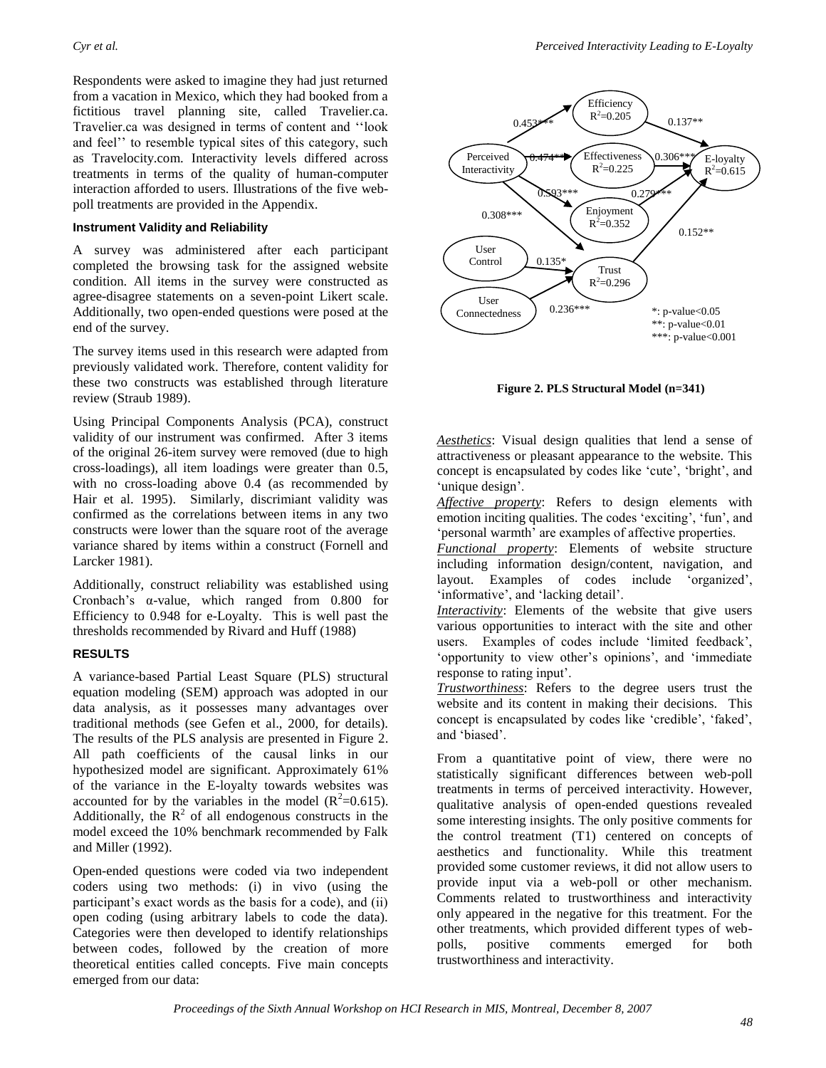Respondents were asked to imagine they had just returned from a vacation in Mexico, which they had booked from a fictitious travel planning site, called Travelier.ca. Travelier.ca was designed in terms of content and ''look and feel'' to resemble typical sites of this category, such as Travelocity.com. Interactivity levels differed across treatments in terms of the quality of human-computer interaction afforded to users. Illustrations of the five web-poll treatments are provided in the Appendix.

#### Instrument Validity and Reliability

A survey was administered after each participant completed the browsing task for the assigned website condition. All items in the survey were constructed as agree-disagree statements on a seven-point Likert scale. Additionally, two open-ended questions were posed at the end of the survey.

The survey items used in this research were adapted from previously validated work. Therefore, content validity for these two constructs was established through literature review (Straub 1989).

Using Principal Components Analysis (PCA), construct validity of our instrument was confirmed. After 3 items of the original 26-item survey were removed (due to high cross-loadings), all item loadings were greater than 0.5, with no cross-loading above 0.4 (as recommended by Hair et al. 1995). Similarly, discrimiant validity was confirmed as the correlations between items in any two constructs were lower than the square root of the average variance shared by items within a construct (Fornell and Larcker 1981).

Additionally, construct reliability was established using Cronbach's α-value, which ranged from 0.800 for Efficiency to 0.948 for e-Loyalty. This is well past the thresholds recommended by Rivard and Huff (1988)

### RESULTS

A variance-based Partial Least Square (PLS) structural equation modeling (SEM) approach was adopted in our data analysis, as it possesses many advantages over traditional methods (see Gefen et al., 2000, for details). The results of the PLS analysis are presented in Figure 2. All path coefficients of the causal links in our hypothesized model are significant. Approximately 61% of the variance in the E-loyalty towards websites was accounted for by the variables in the model ($R^2$=0.615). Additionally, the $R^2$ of all endogenous constructs in the model exceed the 10% benchmark recommended by Falk and Miller (1992).

Open-ended questions were coded via two independent coders using two methods: (i) in vivo (using the participant's exact words as the basis for a code), and (ii) open coding (using arbitrary labels to code the data). Categories were then developed to identify relationships between codes, followed by the creation of more theoretical entities called concepts. Five main concepts emerged from our data:

**Figure 2. PLS Structural Model (n=341)**

*Aesthetics*: Visual design qualities that lend a sense of attractiveness or pleasant appearance to the website. This concept is encapsulated by codes like 'cute', 'bright', and 'unique design'.

*Affective property*: Refers to design elements with emotion inciting qualities. The codes 'exciting', 'fun', and 'personal warmth' are examples of affective properties.

*Functional property*: Elements of website structure including information design/content, navigation, and layout. Examples of codes include 'organized', 'informative', and 'lacking detail'.

*Interactivity*: Elements of the website that give users various opportunities to interact with the site and other users. Examples of codes include 'limited feedback', 'opportunity to view other's opinions', and 'immediate response to rating input'.

*Trustworthiness*: Refers to the degree users trust the website and its content in making their decisions. This concept is encapsulated by codes like 'credible', 'faked', and 'biased'.

From a quantitative point of view, there were no statistically significant differences between web-poll treatments in terms of perceived interactivity. However, qualitative analysis of open-ended questions revealed some interesting insights. The only positive comments for the control treatment (T1) centered on concepts of aesthetics and functionality. While this treatment provided some customer reviews, it did not allow users to provide input via a web-poll or other mechanism. Comments related to trustworthiness and interactivity only appeared in the negative for this treatment. For the other treatments, which provided different types of web-polls, positive comments emerged for both trustworthiness and interactivity.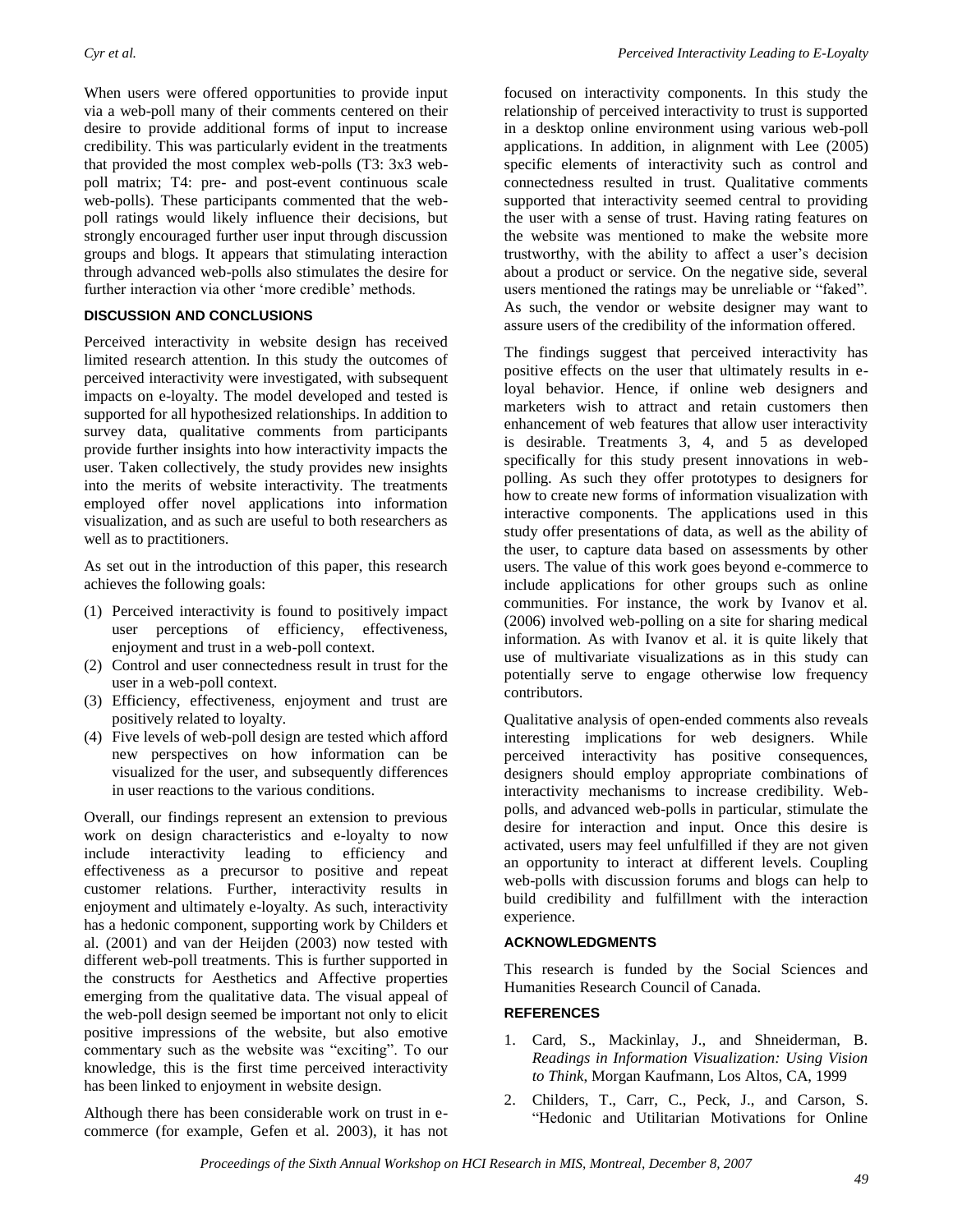When users were offered opportunities to provide input via a web-poll many of their comments centered on their desire to provide additional forms of input to increase credibility. This was particularly evident in the treatments that provided the most complex web-polls (T3: 3x3 web-poll matrix; T4: pre- and post-event continuous scale web-polls). These participants commented that the web-poll ratings would likely influence their decisions, but strongly encouraged further user input through discussion groups and blogs. It appears that stimulating interaction through advanced web-polls also stimulates the desire for further interaction via other 'more credible' methods.

## DISCUSSION AND CONCLUSIONS

Perceived interactivity in website design has received limited research attention. In this study the outcomes of perceived interactivity were investigated, with subsequent impacts on e-loyalty. The model developed and tested is supported for all hypothesized relationships. In addition to survey data, qualitative comments from participants provide further insights into how interactivity impacts the user. Taken collectively, the study provides new insights into the merits of website interactivity. The treatments employed offer novel applications into information visualization, and as such are useful to both researchers as well as to practitioners.

As set out in the introduction of this paper, this research achieves the following goals:

(1) Perceived interactivity is found to positively impact user perceptions of efficiency, effectiveness, enjoyment and trust in a web-poll context.
(2) Control and user connectedness result in trust for the user in a web-poll context.
(3) Efficiency, effectiveness, enjoyment and trust are positively related to loyalty.
(4) Five levels of web-poll design are tested which afford new perspectives on how information can be visualized for the user, and subsequently differences in user reactions to the various conditions.

Overall, our findings represent an extension to previous work on design characteristics and e-loyalty to now include interactivity leading to efficiency and effectiveness as a precursor to positive and repeat customer relations. Further, interactivity results in enjoyment and ultimately e-loyalty. As such, interactivity has a hedonic component, supporting work by Childers et al. (2001) and van der Heijden (2003) now tested with different web-poll treatments. This is further supported in the constructs for Aesthetics and Affective properties emerging from the qualitative data. The visual appeal of the web-poll design seemed be important not only to elicit positive impressions of the website, but also emotive commentary such as the website was "exciting". To our knowledge, this is the first time perceived interactivity has been linked to enjoyment in website design.

Although there has been considerable work on trust in e-commerce (for example, Gefen et al. 2003), it has not focused on interactivity components. In this study the relationship of perceived interactivity to trust is supported in a desktop online environment using various web-poll applications. In addition, in alignment with Lee (2005) specific elements of interactivity such as control and connectedness resulted in trust. Qualitative comments supported that interactivity seemed central to providing the user with a sense of trust. Having rating features on the website was mentioned to make the website more trustworthy, with the ability to affect a user's decision about a product or service. On the negative side, several users mentioned the ratings may be unreliable or "faked". As such, the vendor or website designer may want to assure users of the credibility of the information offered.

The findings suggest that perceived interactivity has positive effects on the user that ultimately results in e-loyal behavior. Hence, if online web designers and marketers wish to attract and retain customers then enhancement of web features that allow user interactivity is desirable. Treatments 3, 4, and 5 as developed specifically for this study present innovations in web-polling. As such they offer prototypes to designers for how to create new forms of information visualization with interactive components. The applications used in this study offer presentations of data, as well as the ability of the user, to capture data based on assessments by other users. The value of this work goes beyond e-commerce to include applications for other groups such as online communities. For instance, the work by Ivanov et al. (2006) involved web-polling on a site for sharing medical information. As with Ivanov et al. it is quite likely that use of multivariate visualizations as in this study can potentially serve to engage otherwise low frequency contributors.

Qualitative analysis of open-ended comments also reveals interesting implications for web designers. While perceived interactivity has positive consequences, designers should employ appropriate combinations of interactivity mechanisms to increase credibility. Web-polls, and advanced web-polls in particular, stimulate the desire for interaction and input. Once this desire is activated, users may feel unfulfilled if they are not given an opportunity to interact at different levels. Coupling web-polls with discussion forums and blogs can help to build credibility and fulfillment with the interaction experience.

## ACKNOWLEDGMENTS

This research is funded by the Social Sciences and Humanities Research Council of Canada.

## REFERENCES

1. Card, S., Mackinlay, J., and Shneiderman, B. *Readings in Information Visualization: Using Vision to Think*, Morgan Kaufmann, Los Altos, CA, 1999
2. Childers, T., Carr, C., Peck, J., and Carson, S. "Hedonic and Utilitarian Motivations for Online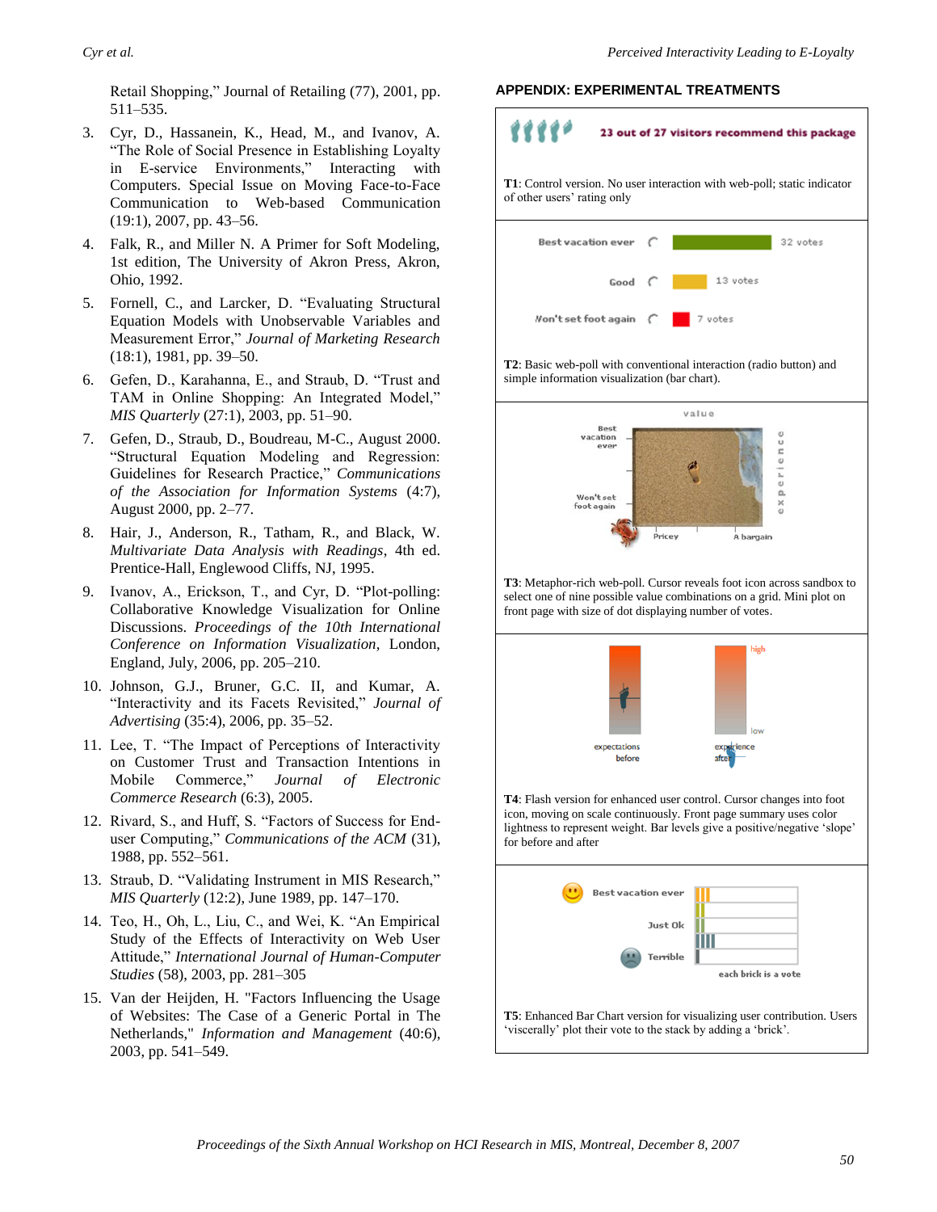Retail Shopping," Journal of Retailing (77), 2001, pp. 511–535.

3. Cyr, D., Hassanein, K., Head, M., and Ivanov, A. "The Role of Social Presence in Establishing Loyalty in E-service Environments," Interacting with Computers. Special Issue on Moving Face-to-Face Communication to Web-based Communication (19:1), 2007, pp. 43–56.
4. Falk, R., and Miller N. A Primer for Soft Modeling, 1st edition, The University of Akron Press, Akron, Ohio, 1992.
5. Fornell, C., and Larcker, D. "Evaluating Structural Equation Models with Unobservable Variables and Measurement Error," *Journal of Marketing Research* (18:1), 1981, pp. 39–50.
6. Gefen, D., Karahanna, E., and Straub, D. "Trust and TAM in Online Shopping: An Integrated Model," *MIS Quarterly* (27:1), 2003, pp. 51–90.
7. Gefen, D., Straub, D., Boudreau, M-C., August 2000. "Structural Equation Modeling and Regression: Guidelines for Research Practice," *Communications of the Association for Information Systems* (4:7), August 2000, pp. 2–77.
8. Hair, J., Anderson, R., Tatham, R., and Black, W. *Multivariate Data Analysis with Readings*, 4th ed. Prentice-Hall, Englewood Cliffs, NJ, 1995.
9. Ivanov, A., Erickson, T., and Cyr, D. "Plot-polling: Collaborative Knowledge Visualization for Online Discussions. *Proceedings of the 10th International Conference on Information Visualization*, London, England, July, 2006, pp. 205–210.
10. Johnson, G.J., Bruner, G.C. II, and Kumar, A. "Interactivity and its Facets Revisited," *Journal of Advertising* (35:4), 2006, pp. 35–52.
11. Lee, T. "The Impact of Perceptions of Interactivity on Customer Trust and Transaction Intentions in Mobile Commerce," *Journal of Electronic Commerce Research* (6:3), 2005.
12. Rivard, S., and Huff, S. "Factors of Success for End-user Computing," *Communications of the ACM* (31), 1988, pp. 552–561.
13. Straub, D. "Validating Instrument in MIS Research," *MIS Quarterly* (12:2), June 1989, pp. 147–170.
14. Teo, H., Oh, L., Liu, C., and Wei, K. "An Empirical Study of the Effects of Interactivity on Web User Attitude," *International Journal of Human-Computer Studies* (58), 2003, pp. 281–305
15. Van der Heijden, H. "Factors Influencing the Usage of Websites: The Case of a Generic Portal in The Netherlands," *Information and Management* (40:6), 2003, pp. 541–549.

## APPENDIX: EXPERIMENTAL TREATMENTS

23 out of 27 visitors recommend this package

**T1**: Control version. No user interaction with web-poll; static indicator of other users' rating only

Best vacation ever
32 votes
Good
13 votes
Won't set foot again
7 votes

**T2**: Basic web-poll with conventional interaction (radio button) and simple information visualization (bar chart).

value
Best vacation ever
Won't set foot again
experience
Pricey
A bargain

**T3**: Metaphor-rich web-poll. Cursor reveals foot icon across sandbox to select one of nine possible value combinations on a grid. Mini plot on front page with size of dot displaying number of votes.

high
low
expectations before
experience after

**T4**: Flash version for enhanced user control. Cursor changes into foot icon, moving on scale continuously. Front page summary uses color lightness to represent weight. Bar levels give a positive/negative 'slope' for before and after

Best vacation ever
Just Ok
Terrible
each brick is a vote

**T5**: Enhanced Bar Chart version for visualizing user contribution. Users 'viscerally' plot their vote to the stack by adding a 'brick'.